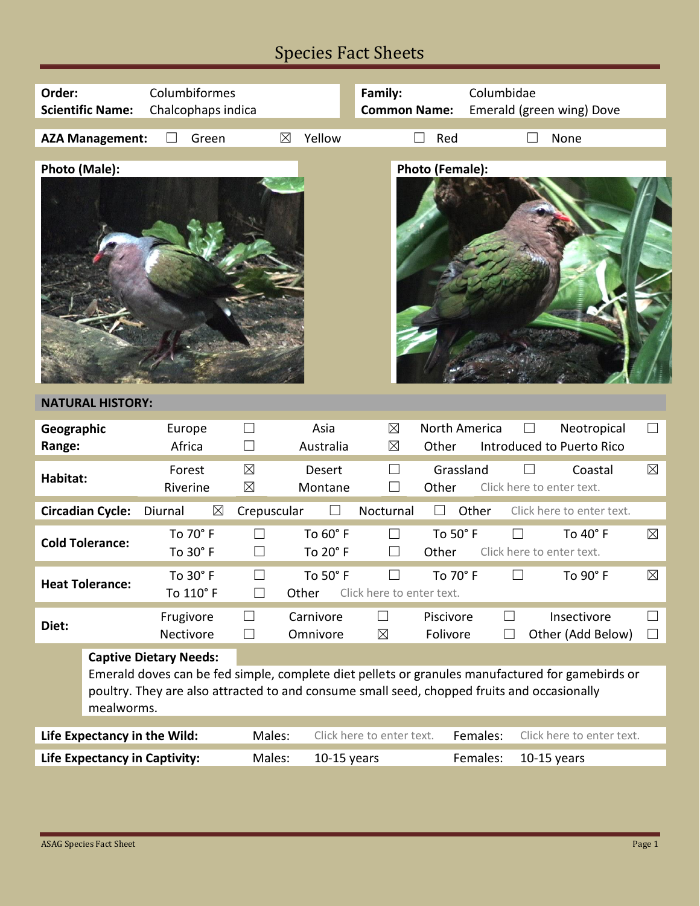# Species Fact Sheets

| | | | |
|---|---|---|---|
| **Order:** | Columbiformes | **Family:** | Columbidae |
| **Scientific Name:** | Chalcophaps indica | **Common Name:** | Emerald (green wing) Dove |

**AZA Management:** ☐ Green ☒ Yellow ☐ Red ☐ None

**Photo (Male):**

**Photo (Female):**

## NATURAL HISTORY:

| | | | | | | | | |
|---|---|---|---|---|---|---|---|---|
| **Geographic Range:** | Europe | ☐ | Asia | ☒ | North America | ☐ | Neotropical | ☐ |
| | Africa | ☐ | Australia | ☒ | Other | Introduced to Puerto Rico | | |
| **Habitat:** | Forest | ☒ | Desert | ☐ | Grassland | ☐ | Coastal | ☒ |
| | Riverine | ☒ | Montane | ☐ | Other | Click here to enter text. | | |
| **Circadian Cycle:** | Diurnal | ☒ | Crepuscular | ☐ | Nocturnal | ☐ | Other | Click here to enter text. |
| **Cold Tolerance:** | To 70° F | ☐ | To 60° F | ☐ | To 50° F | ☐ | To 40° F | ☒ |
| | To 30° F | ☐ | To 20° F | ☐ | Other | Click here to enter text. | | |
| **Heat Tolerance:** | To 30° F | ☐ | To 50° F | ☐ | To 70° F | ☐ | To 90° F | ☒ |
| | To 110° F | ☐ | Other | Click here to enter text. | | | | |
| **Diet:** | Frugivore | ☐ | Carnivore | ☐ | Piscivore | ☐ | Insectivore | ☐ |
| | Nectivore | ☐ | Omnivore | ☒ | Folivore | ☐ | Other (Add Below) | ☐ |

**Captive Dietary Needs:**

Emerald doves can be fed simple, complete diet pellets or granules manufactured for gamebirds or poultry. They are also attracted to and consume small seed, chopped fruits and occasionally mealworms.

| | | | | |
|---|---|---|---|---|
| **Life Expectancy in the Wild:** | Males: | Click here to enter text. | Females: | Click here to enter text. |
| **Life Expectancy in Captivity:** | Males: | 10-15 years | Females: | 10-15 years |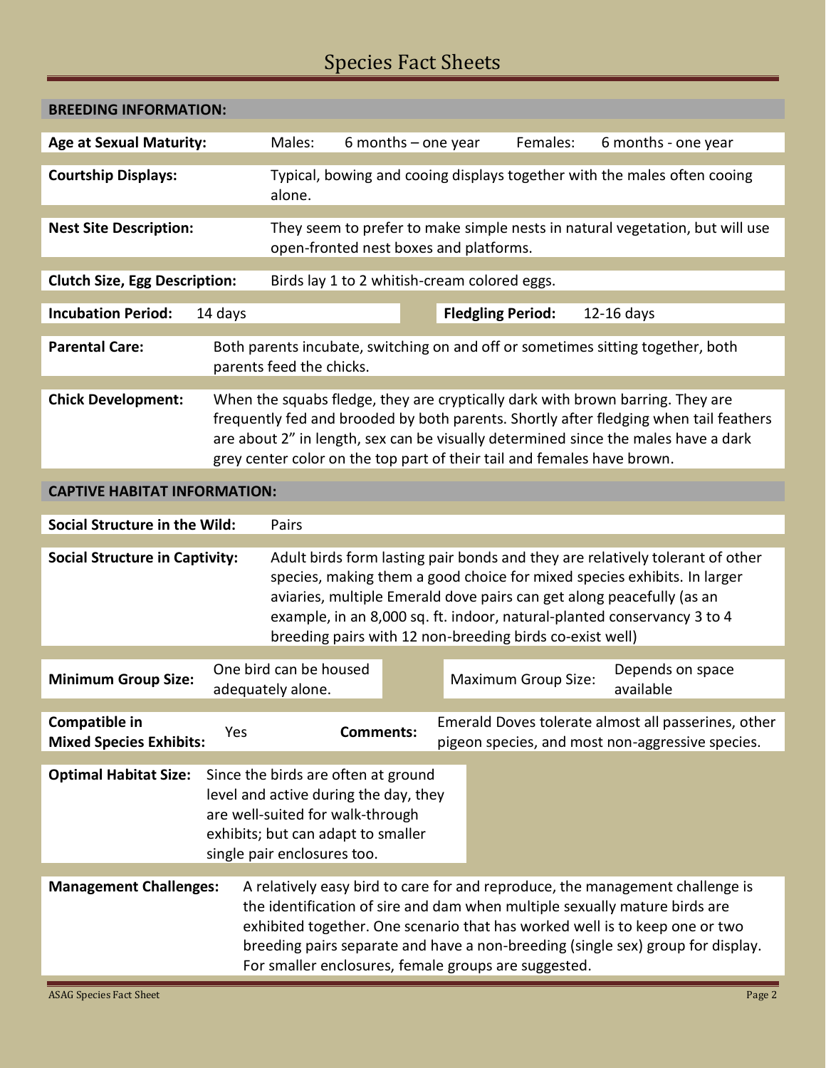## BREEDING INFORMATION:

| | | | | |
|---|---|---|---|---|
| **Age at Sexual Maturity:** | Males: | 6 months – one year | Females: | 6 months - one year |

**Courtship Displays:** Typical, bowing and cooing displays together with the males often cooing alone.

**Nest Site Description:** They seem to prefer to make simple nests in natural vegetation, but will use open-fronted nest boxes and platforms.

**Clutch Size, Egg Description:** Birds lay 1 to 2 whitish-cream colored eggs.

| | | | |
|---|---|---|---|
| **Incubation Period:** | 14 days | **Fledgling Period:** | 12-16 days |

**Parental Care:** Both parents incubate, switching on and off or sometimes sitting together, both parents feed the chicks.

**Chick Development:** When the squabs fledge, they are cryptically dark with brown barring. They are frequently fed and brooded by both parents. Shortly after fledging when tail feathers are about 2" in length, sex can be visually determined since the males have a dark grey center color on the top part of their tail and females have brown.

## CAPTIVE HABITAT INFORMATION:

**Social Structure in the Wild:** Pairs

**Social Structure in Captivity:** Adult birds form lasting pair bonds and they are relatively tolerant of other species, making them a good choice for mixed species exhibits. In larger aviaries, multiple Emerald dove pairs can get along peacefully (as an example, in an 8,000 sq. ft. indoor, natural-planted conservancy 3 to 4 breeding pairs with 12 non-breeding birds co-exist well)

| | | | |
|---|---|---|---|
| **Minimum Group Size:** | One bird can be housed adequately alone. | Maximum Group Size: | Depends on space available |

| | | | |
|---|---|---|---|
| **Compatible in Mixed Species Exhibits:** | Yes | **Comments:** | Emerald Doves tolerate almost all passerines, other pigeon species, and most non-aggressive species. |

**Optimal Habitat Size:** Since the birds are often at ground level and active during the day, they are well-suited for walk-through exhibits; but can adapt to smaller single pair enclosures too.

**Management Challenges:** A relatively easy bird to care for and reproduce, the management challenge is the identification of sire and dam when multiple sexually mature birds are exhibited together. One scenario that has worked well is to keep one or two breeding pairs separate and have a non-breeding (single sex) group for display. For smaller enclosures, female groups are suggested.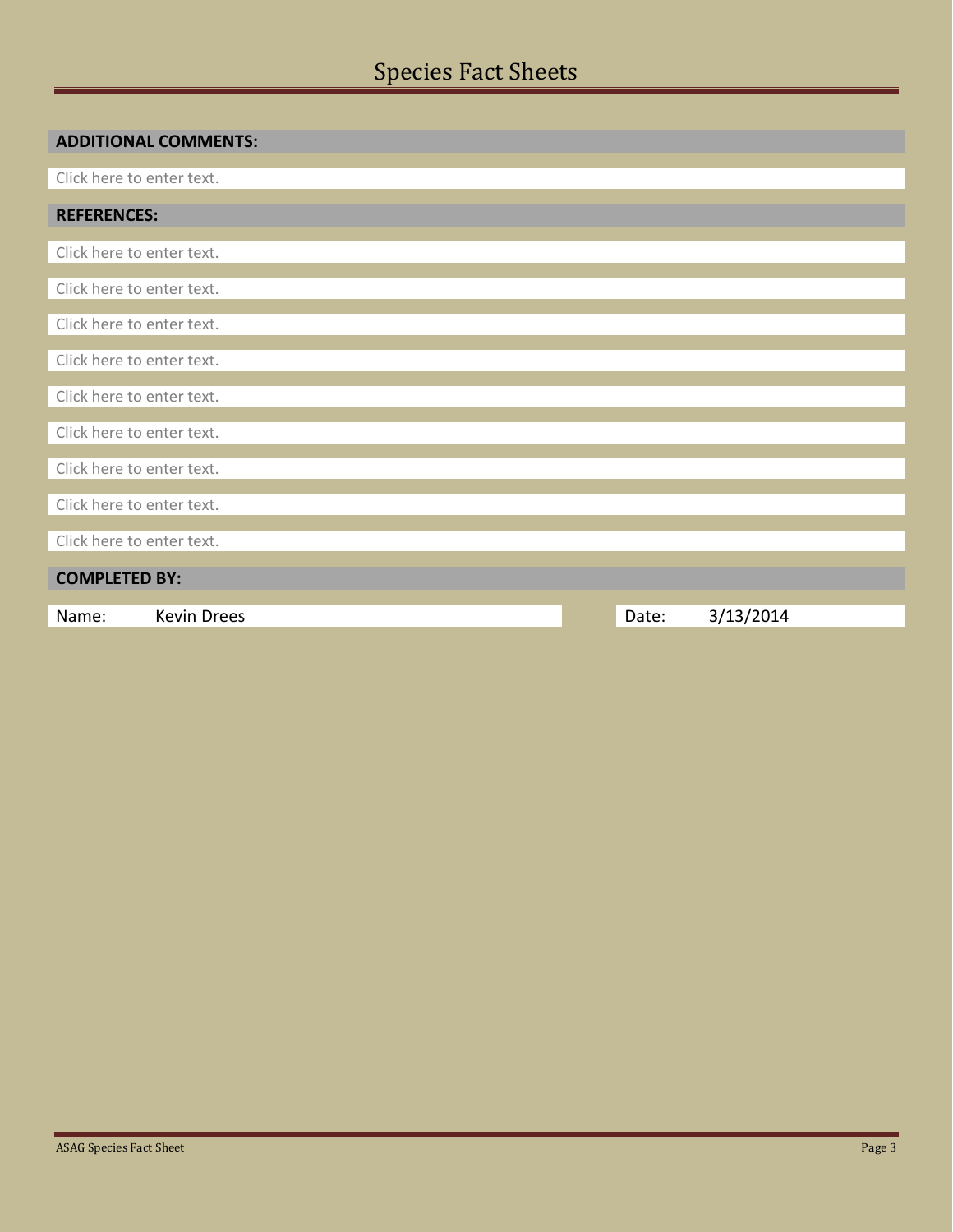## ADDITIONAL COMMENTS:

Click here to enter text.

## REFERENCES:

Click here to enter text.

Click here to enter text.

Click here to enter text.

Click here to enter text.

Click here to enter text.

Click here to enter text.

Click here to enter text.

Click here to enter text.

Click here to enter text.

## COMPLETED BY:

| | |
|---|---|
| Name: Kevin Drees | Date: 3/13/2014 |